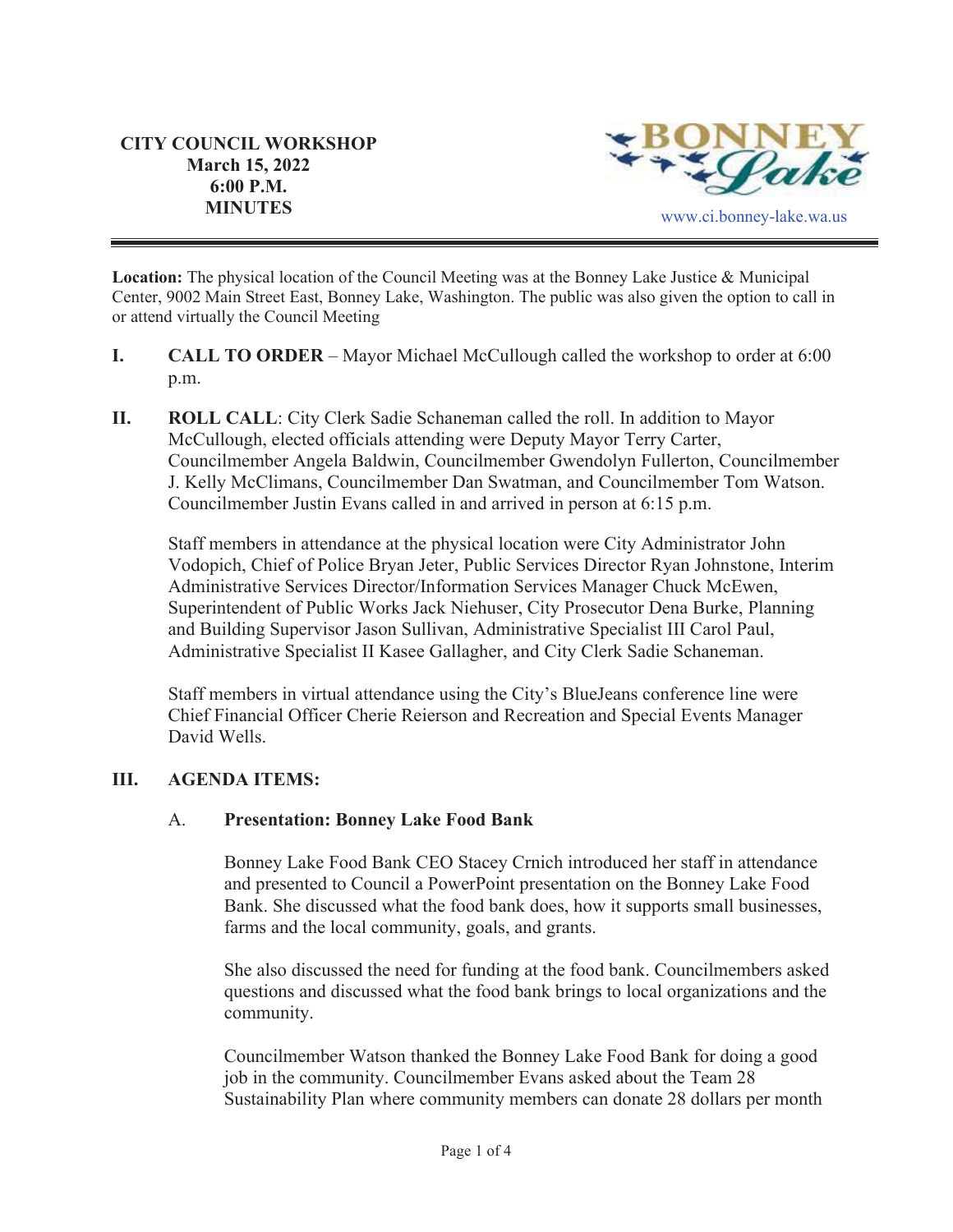**CITY COUNCIL WORKSHOP**
**March 15, 2022**
**6:00 P.M.**
**MINUTES**

www.ci.bonney-lake.wa.us

**Location:** The physical location of the Council Meeting was at the Bonney Lake Justice & Municipal Center, 9002 Main Street East, Bonney Lake, Washington. The public was also given the option to call in or attend virtually the Council Meeting

**I. CALL TO ORDER** – Mayor Michael McCullough called the workshop to order at 6:00 p.m.

**II. ROLL CALL**: City Clerk Sadie Schaneman called the roll. In addition to Mayor McCullough, elected officials attending were Deputy Mayor Terry Carter, Councilmember Angela Baldwin, Councilmember Gwendolyn Fullerton, Councilmember J. Kelly McClimans, Councilmember Dan Swatman, and Councilmember Tom Watson. Councilmember Justin Evans called in and arrived in person at 6:15 p.m.

Staff members in attendance at the physical location were City Administrator John Vodopich, Chief of Police Bryan Jeter, Public Services Director Ryan Johnstone, Interim Administrative Services Director/Information Services Manager Chuck McEwen, Superintendent of Public Works Jack Niehuser, City Prosecutor Dena Burke, Planning and Building Supervisor Jason Sullivan, Administrative Specialist III Carol Paul, Administrative Specialist II Kasee Gallagher, and City Clerk Sadie Schaneman.

Staff members in virtual attendance using the City's BlueJeans conference line were Chief Financial Officer Cherie Reierson and Recreation and Special Events Manager David Wells.

**III. AGENDA ITEMS:**

A. **Presentation: Bonney Lake Food Bank**

Bonney Lake Food Bank CEO Stacey Crnich introduced her staff in attendance and presented to Council a PowerPoint presentation on the Bonney Lake Food Bank. She discussed what the food bank does, how it supports small businesses, farms and the local community, goals, and grants.

She also discussed the need for funding at the food bank. Councilmembers asked questions and discussed what the food bank brings to local organizations and the community.

Councilmember Watson thanked the Bonney Lake Food Bank for doing a good job in the community. Councilmember Evans asked about the Team 28 Sustainability Plan where community members can donate 28 dollars per month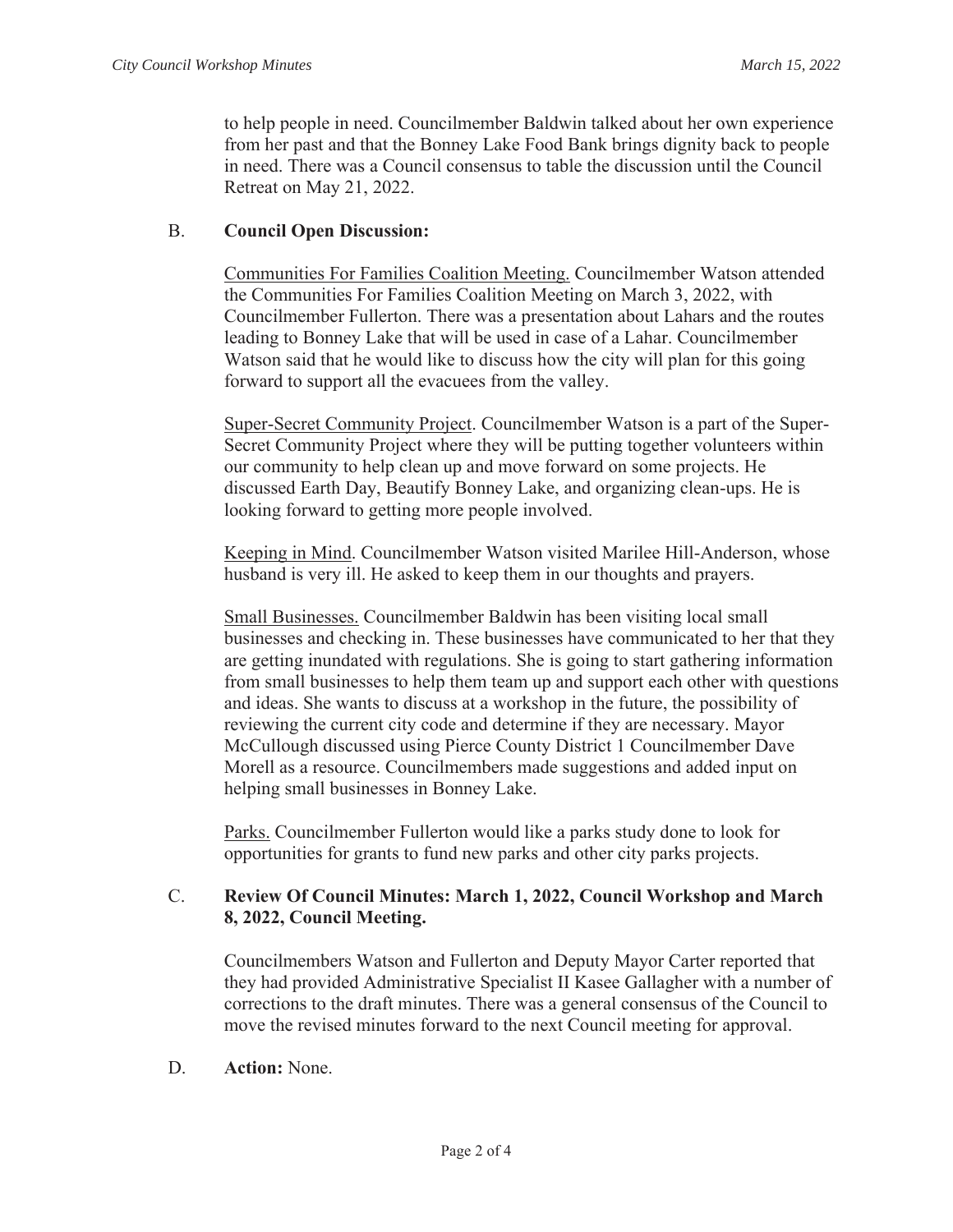to help people in need. Councilmember Baldwin talked about her own experience from her past and that the Bonney Lake Food Bank brings dignity back to people in need. There was a Council consensus to table the discussion until the Council Retreat on May 21, 2022.

B. **Council Open Discussion:**

<u>Communities For Families Coalition Meeting.</u> Councilmember Watson attended the Communities For Families Coalition Meeting on March 3, 2022, with Councilmember Fullerton. There was a presentation about Lahars and the routes leading to Bonney Lake that will be used in case of a Lahar. Councilmember Watson said that he would like to discuss how the city will plan for this going forward to support all the evacuees from the valley.

<u>Super-Secret Community Project</u>. Councilmember Watson is a part of the Super-Secret Community Project where they will be putting together volunteers within our community to help clean up and move forward on some projects. He discussed Earth Day, Beautify Bonney Lake, and organizing clean-ups. He is looking forward to getting more people involved.

<u>Keeping in Mind</u>. Councilmember Watson visited Marilee Hill-Anderson, whose husband is very ill. He asked to keep them in our thoughts and prayers.

<u>Small Businesses.</u> Councilmember Baldwin has been visiting local small businesses and checking in. These businesses have communicated to her that they are getting inundated with regulations. She is going to start gathering information from small businesses to help them team up and support each other with questions and ideas. She wants to discuss at a workshop in the future, the possibility of reviewing the current city code and determine if they are necessary. Mayor McCullough discussed using Pierce County District 1 Councilmember Dave Morell as a resource. Councilmembers made suggestions and added input on helping small businesses in Bonney Lake.

<u>Parks.</u> Councilmember Fullerton would like a parks study done to look for opportunities for grants to fund new parks and other city parks projects.

C. **Review Of Council Minutes: March 1, 2022, Council Workshop and March 8, 2022, Council Meeting.**

Councilmembers Watson and Fullerton and Deputy Mayor Carter reported that they had provided Administrative Specialist II Kasee Gallagher with a number of corrections to the draft minutes. There was a general consensus of the Council to move the revised minutes forward to the next Council meeting for approval.

D. **Action:** None.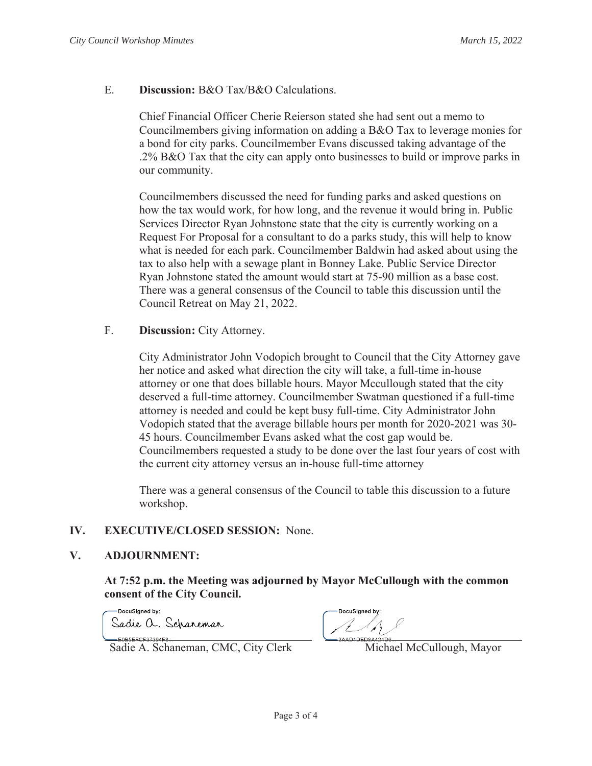E. **Discussion:** B&O Tax/B&O Calculations.

Chief Financial Officer Cherie Reierson stated she had sent out a memo to Councilmembers giving information on adding a B&O Tax to leverage monies for a bond for city parks. Councilmember Evans discussed taking advantage of the .2% B&O Tax that the city can apply onto businesses to build or improve parks in our community.

Councilmembers discussed the need for funding parks and asked questions on how the tax would work, for how long, and the revenue it would bring in. Public Services Director Ryan Johnstone state that the city is currently working on a Request For Proposal for a consultant to do a parks study, this will help to know what is needed for each park. Councilmember Baldwin had asked about using the tax to also help with a sewage plant in Bonney Lake. Public Service Director Ryan Johnstone stated the amount would start at 75-90 million as a base cost. There was a general consensus of the Council to table this discussion until the Council Retreat on May 21, 2022.

F. **Discussion:** City Attorney.

City Administrator John Vodopich brought to Council that the City Attorney gave her notice and asked what direction the city will take, a full-time in-house attorney or one that does billable hours. Mayor Mccullough stated that the city deserved a full-time attorney. Councilmember Swatman questioned if a full-time attorney is needed and could be kept busy full-time. City Administrator John Vodopich stated that the average billable hours per month for 2020-2021 was 30-45 hours. Councilmember Evans asked what the cost gap would be. Councilmembers requested a study to be done over the last four years of cost with the current city attorney versus an in-house full-time attorney

There was a general consensus of the Council to table this discussion to a future workshop.

## IV. EXECUTIVE/CLOSED SESSION: None.

## V. ADJOURNMENT:

**At 7:52 p.m. the Meeting was adjourned by Mayor McCullough with the common consent of the City Council.**

DocuSigned by: Sadie A. Schaneman
E0B5EFCF37394F8...
Sadie A. Schaneman, CMC, City Clerk

DocuSigned by:
3AAD1DED8A424D8...
Michael McCullough, Mayor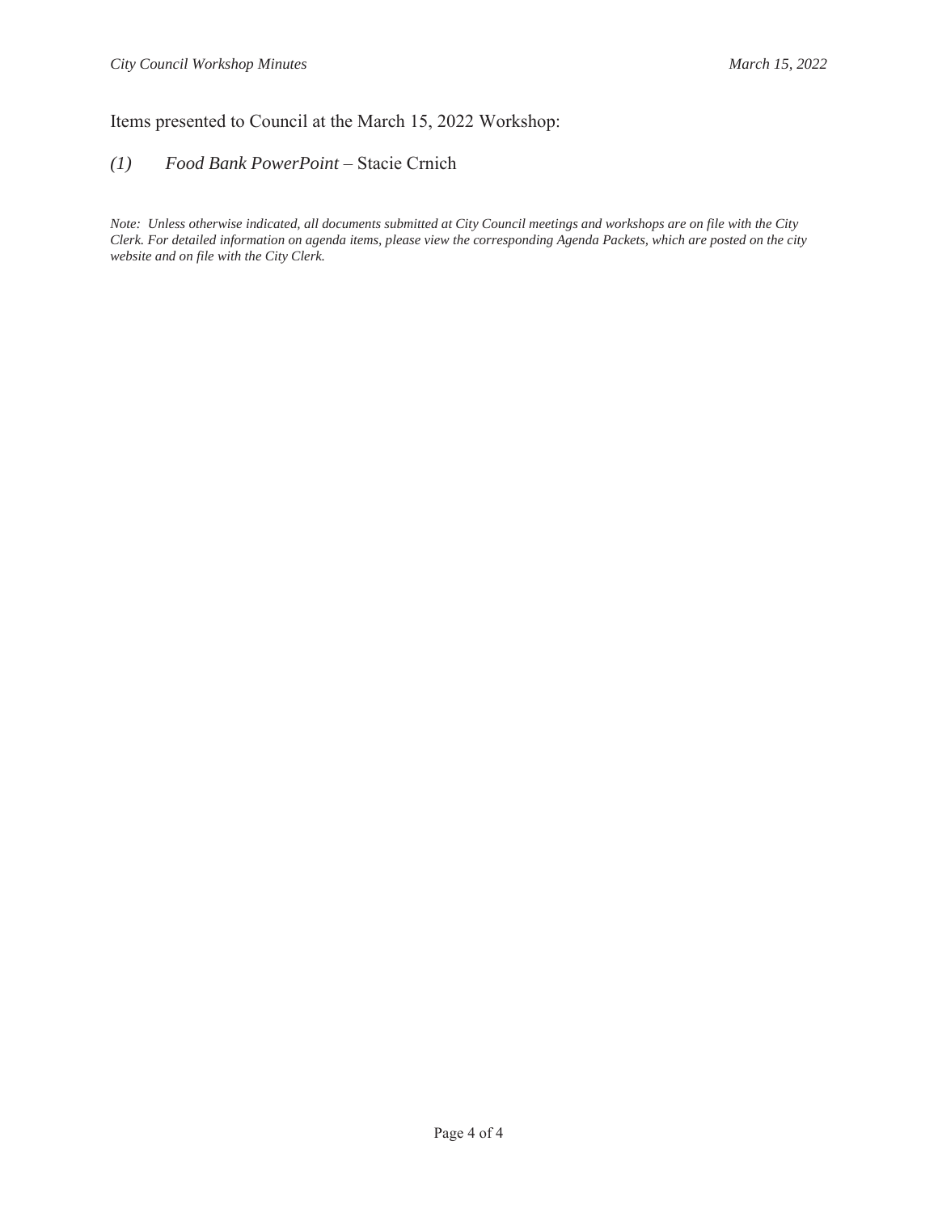Items presented to Council at the March 15, 2022 Workshop:

*(1)* *Food Bank PowerPoint* – Stacie Crnich

*Note: Unless otherwise indicated, all documents submitted at City Council meetings and workshops are on file with the City Clerk. For detailed information on agenda items, please view the corresponding Agenda Packets, which are posted on the city website and on file with the City Clerk.*